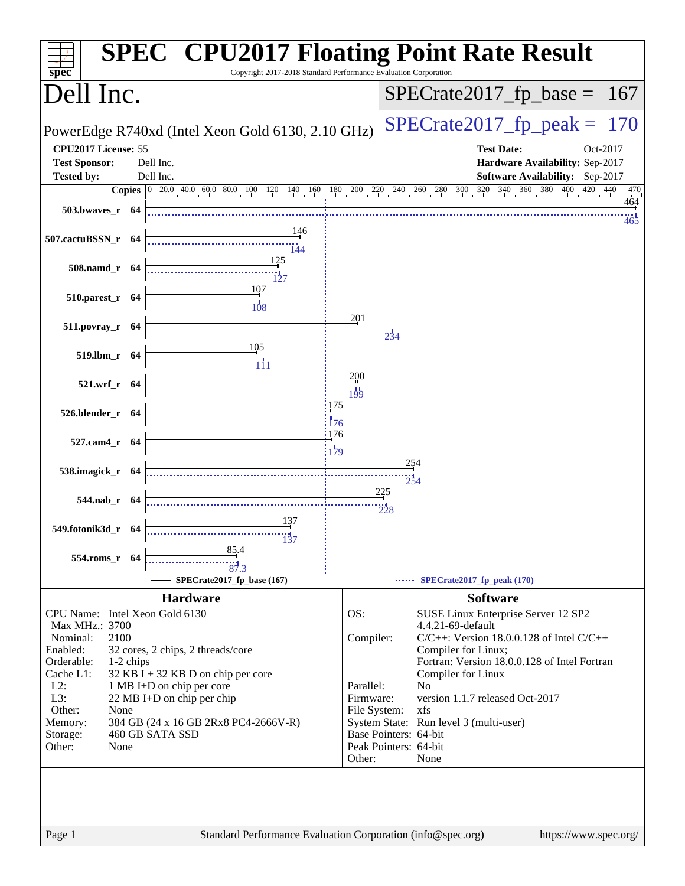# SPEC CPU2017 Floating Point Rate Result

Copyright 2017-2018 Standard Performance Evaluation Corporation

## Dell Inc.

PowerEdge R740xd (Intel Xeon Gold 6130, 2.10 GHz)

SPECrate2017_fp_base = 167

SPECrate2017_fp_peak = 170

| | | | |
|---|---|---|---|
| **CPU2017 License:** | 55 | **Test Date:** | Oct-2017 |
| **Test Sponsor:** | Dell Inc. | **Hardware Availability:** | Sep-2017 |
| **Tested by:** | Dell Inc. | **Software Availability:** | Sep-2017 |

| Benchmark | Copies | Base | Peak |
|---|---|---|---|
| 503.bwaves_r | 64 | 464 | 465 |
| 507.cactuBSSN_r | 64 | 146 | 144 |
| 508.namd_r | 64 | 125 | 127 |
| 510.parest_r | 64 | 107 | 108 |
| 511.povray_r | 64 | 201 | 234 |
| 519.lbm_r | 64 | 105 | 111 |
| 521.wrf_r | 64 | 200 | 199 |
| 526.blender_r | 64 | 175 | 176 |
| 527.cam4_r | 64 | 176 | 179 |
| 538.imagick_r | 64 | 254 | 254 |
| 544.nab_r | 64 | 225 | 228 |
| 549.fotonik3d_r | 64 | 137 | 137 |
| 554.roms_r | 64 | 85.4 | 87.3 |

SPECrate2017_fp_base (167) — SPECrate2017_fp_peak (170)

## Hardware

| | |
|---|---|
| CPU Name: | Intel Xeon Gold 6130 |
| Max MHz.: | 3700 |
| Nominal: | 2100 |
| Enabled: | 32 cores, 2 chips, 2 threads/core |
| Orderable: | 1-2 chips |
| Cache L1: | 32 KB I + 32 KB D on chip per core |
| L2: | 1 MB I+D on chip per core |
| L3: | 22 MB I+D on chip per chip |
| Other: | None |
| Memory: | 384 GB (24 x 16 GB 2Rx8 PC4-2666V-R) |
| Storage: | 460 GB SATA SSD |
| Other: | None |

## Software

| | |
|---|---|
| OS: | SUSE Linux Enterprise Server 12 SP2 4.4.21-69-default |
| Compiler: | C/C++: Version 18.0.0.128 of Intel C/C++ Compiler for Linux; Fortran: Version 18.0.0.128 of Intel Fortran Compiler for Linux |
| Parallel: | No |
| Firmware: | version 1.1.7 released Oct-2017 |
| File System: | xfs |
| System State: | Run level 3 (multi-user) |
| Base Pointers: | 64-bit |
| Peak Pointers: | 64-bit |
| Other: | None |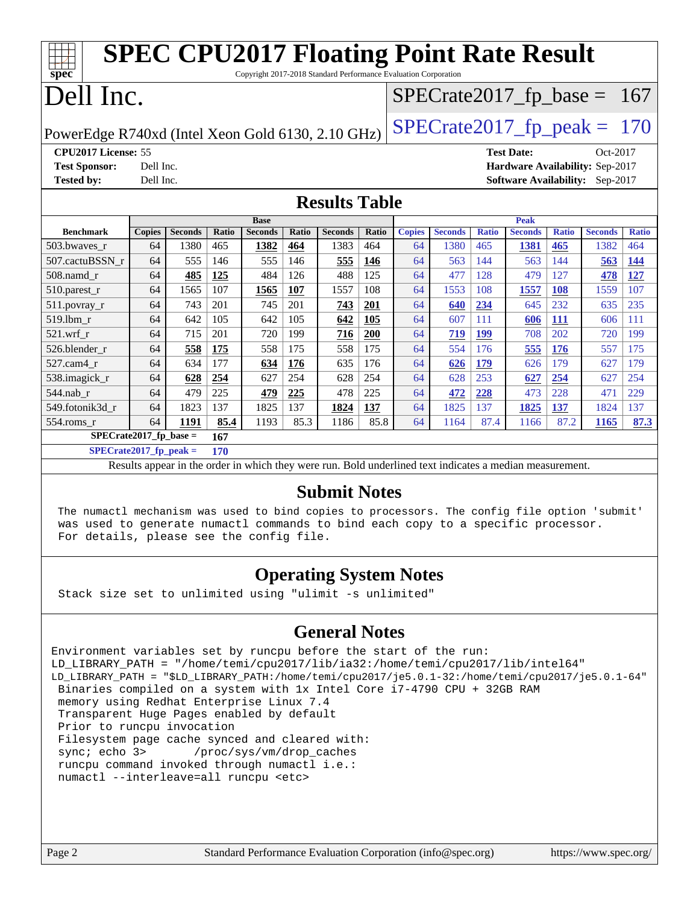# SPEC CPU2017 Floating Point Rate Result

Copyright 2017-2018 Standard Performance Evaluation Corporation

# Dell Inc.

PowerEdge R740xd (Intel Xeon Gold 6130, 2.10 GHz)

SPECrate2017_fp_base = 167

SPECrate2017_fp_peak = 170

**CPU2017 License:** 55
**Test Sponsor:** Dell Inc.
**Tested by:** Dell Inc.
**Test Date:** Oct-2017
**Hardware Availability:** Sep-2017
**Software Availability:** Sep-2017

## Results Table

| Benchmark | Base | | | | | | | Peak | | | | | | |
|---|---|---|---|---|---|---|---|---|---|---|---|---|---|---|
| | Copies | Seconds | Ratio | Seconds | Ratio | Seconds | Ratio | Copies | Seconds | Ratio | Seconds | Ratio | Seconds | Ratio |
| 503.bwaves_r | 64 | 1380 | 465 | **1382** | **464** | 1383 | 464 | 64 | 1380 | 465 | **1381** | **465** | 1382 | 464 |
| 507.cactuBSSN_r | 64 | 555 | 146 | 555 | 146 | **555** | **146** | 64 | 563 | 144 | 563 | 144 | **563** | **144** |
| 508.namd_r | 64 | **485** | **125** | 484 | 126 | 488 | 125 | 64 | 477 | 128 | 479 | 127 | **478** | **127** |
| 510.parest_r | 64 | 1565 | 107 | **1565** | **107** | 1557 | 108 | 64 | 1553 | 108 | **1557** | **108** | 1559 | 107 |
| 511.povray_r | 64 | 743 | 201 | 745 | 201 | **743** | **201** | 64 | **640** | **234** | 645 | 232 | 635 | 235 |
| 519.lbm_r | 64 | 642 | 105 | 642 | 105 | **642** | **105** | 64 | 607 | 111 | **606** | **111** | 606 | 111 |
| 521.wrf_r | 64 | 715 | 201 | 720 | 199 | **716** | **200** | 64 | **719** | **199** | 708 | 202 | 720 | 199 |
| 526.blender_r | 64 | **558** | **175** | 558 | 175 | 558 | 175 | 64 | 554 | 176 | **555** | **176** | 557 | 175 |
| 527.cam4_r | 64 | 634 | 177 | **634** | **176** | 635 | 176 | 64 | **626** | **179** | 626 | 179 | 627 | 179 |
| 538.imagick_r | 64 | **628** | **254** | 627 | 254 | 628 | 254 | 64 | 628 | 253 | **627** | **254** | 627 | 254 |
| 544.nab_r | 64 | 479 | 225 | **479** | **225** | 478 | 225 | 64 | **472** | **228** | 473 | 228 | 471 | 229 |
| 549.fotonik3d_r | 64 | 1823 | 137 | 1825 | 137 | **1824** | **137** | 64 | 1825 | 137 | **1825** | **137** | 1824 | 137 |
| 554.roms_r | 64 | **1191** | **85.4** | 1193 | 85.3 | 1186 | 85.8 | 64 | 1164 | 87.4 | 1166 | 87.2 | **1165** | **87.3** |

**SPECrate2017_fp_base = 167**

**SPECrate2017_fp_peak = 170**

Results appear in the order in which they were run. Bold underlined text indicates a median measurement.

## Submit Notes

```
The numactl mechanism was used to bind copies to processors. The config file option 'submit'
was used to generate numactl commands to bind each copy to a specific processor.
For details, please see the config file.
```

## Operating System Notes

```
Stack size set to unlimited using "ulimit -s unlimited"
```

## General Notes

```
Environment variables set by runcpu before the start of the run:
LD_LIBRARY_PATH = "/home/temi/cpu2017/lib/ia32:/home/temi/cpu2017/lib/intel64"
LD_LIBRARY_PATH = "$LD_LIBRARY_PATH:/home/temi/cpu2017/je5.0.1-32:/home/temi/cpu2017/je5.0.1-64"
 Binaries compiled on a system with 1x Intel Core i7-4790 CPU + 32GB RAM
 memory using Redhat Enterprise Linux 7.4
 Transparent Huge Pages enabled by default
 Prior to runcpu invocation
 Filesystem page cache synced and cleared with:
 sync; echo 3>       /proc/sys/vm/drop_caches
 runcpu command invoked through numactl i.e.:
 numactl --interleave=all runcpu <etc>
```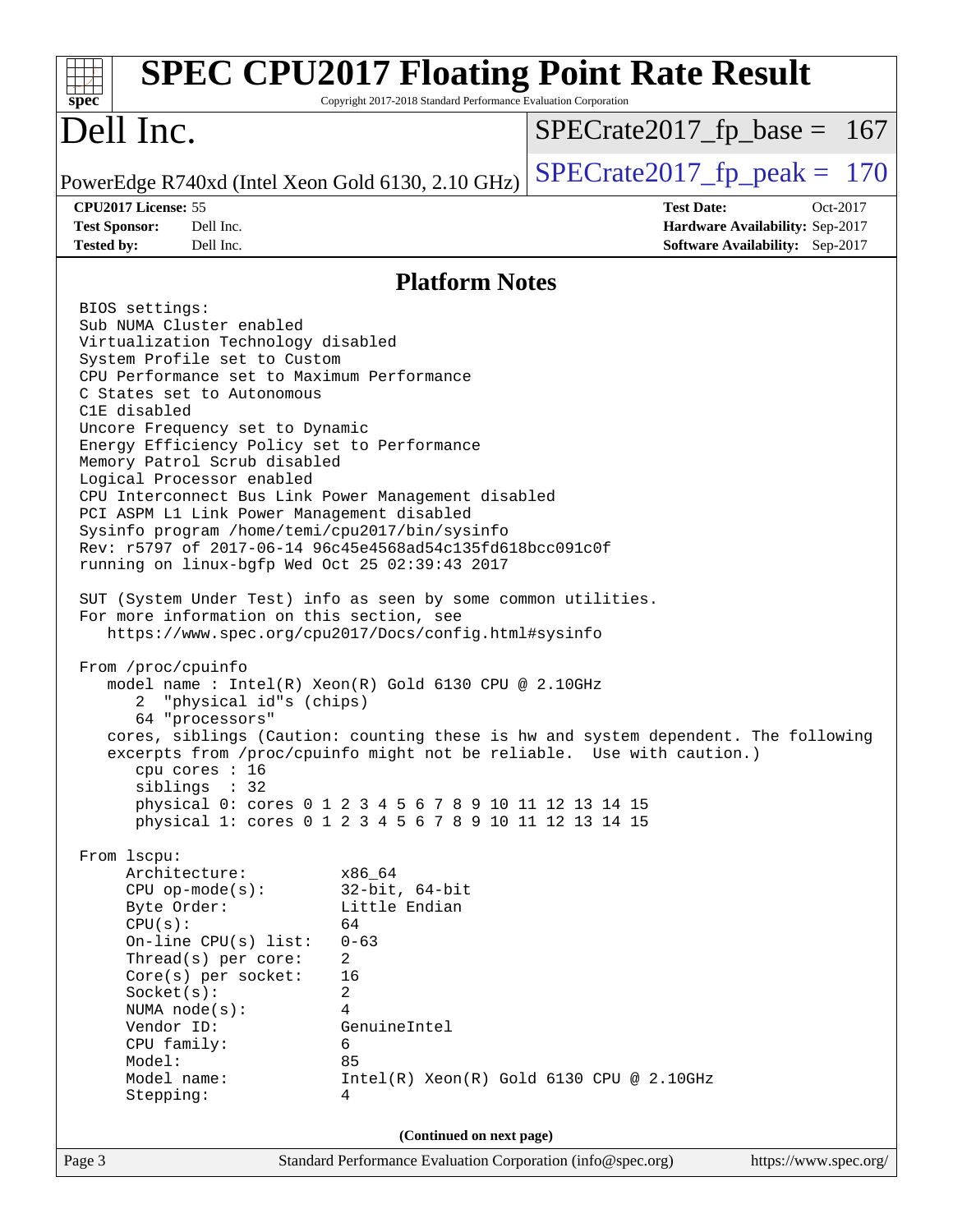## Platform Notes

```
BIOS settings:
Sub NUMA Cluster enabled
Virtualization Technology disabled
System Profile set to Custom
CPU Performance set to Maximum Performance
C States set to Autonomous
C1E disabled
Uncore Frequency set to Dynamic
Energy Efficiency Policy set to Performance
Memory Patrol Scrub disabled
Logical Processor enabled
CPU Interconnect Bus Link Power Management disabled
PCI ASPM L1 Link Power Management disabled
Sysinfo program /home/temi/cpu2017/bin/sysinfo
Rev: r5797 of 2017-06-14 96c45e4568ad54c135fd618bcc091c0f
running on linux-bgfp Wed Oct 25 02:39:43 2017

SUT (System Under Test) info as seen by some common utilities.
For more information on this section, see
   https://www.spec.org/cpu2017/Docs/config.html#sysinfo

From /proc/cpuinfo
   model name : Intel(R) Xeon(R) Gold 6130 CPU @ 2.10GHz
      2  "physical id"s (chips)
      64 "processors"
   cores, siblings (Caution: counting these is hw and system dependent. The following
   excerpts from /proc/cpuinfo might not be reliable.  Use with caution.)
      cpu cores : 16
      siblings  : 32
      physical 0: cores 0 1 2 3 4 5 6 7 8 9 10 11 12 13 14 15
      physical 1: cores 0 1 2 3 4 5 6 7 8 9 10 11 12 13 14 15

From lscpu:
     Architecture:          x86_64
     CPU op-mode(s):        32-bit, 64-bit
     Byte Order:            Little Endian
     CPU(s):                64
     On-line CPU(s) list:   0-63
     Thread(s) per core:    2
     Core(s) per socket:    16
     Socket(s):             2
     NUMA node(s):          4
     Vendor ID:             GenuineIntel
     CPU family:            6
     Model:                 85
     Model name:            Intel(R) Xeon(R) Gold 6130 CPU @ 2.10GHz
     Stepping:              4
```

(Continued on next page)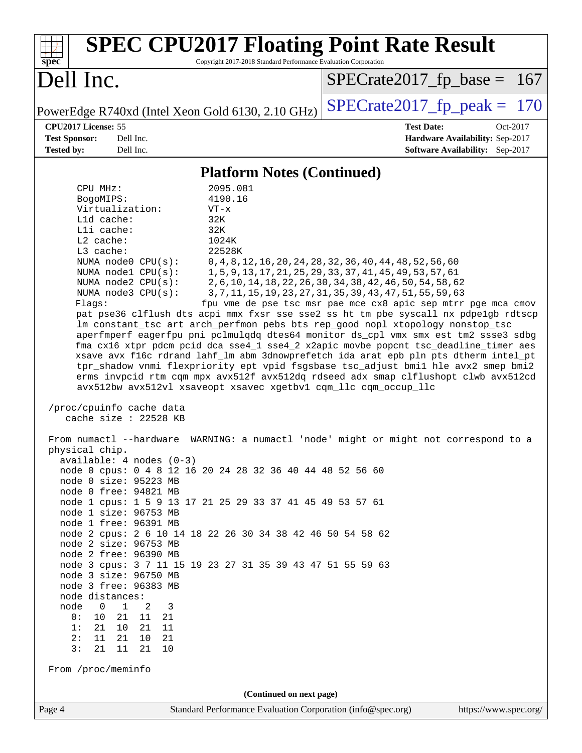## Platform Notes (Continued)

```
     CPU MHz:               2095.081
     BogoMIPS:              4190.16
     Virtualization:        VT-x
     L1d cache:             32K
     L1i cache:             32K
     L2 cache:              1024K
     L3 cache:              22528K
     NUMA node0 CPU(s):     0,4,8,12,16,20,24,28,32,36,40,44,48,52,56,60
     NUMA node1 CPU(s):     1,5,9,13,17,21,25,29,33,37,41,45,49,53,57,61
     NUMA node2 CPU(s):     2,6,10,14,18,22,26,30,34,38,42,46,50,54,58,62
     NUMA node3 CPU(s):     3,7,11,15,19,23,27,31,35,39,43,47,51,55,59,63
     Flags:                fpu vme de pse tsc msr pae mce cx8 apic sep mtrr pge mca cmov
     pat pse36 clflush dts acpi mmx fxsr sse sse2 ss ht tm pbe syscall nx pdpe1gb rdtscp
     lm constant_tsc art arch_perfmon pebs bts rep_good nopl xtopology nonstop_tsc
     aperfmperf eagerfpu pni pclmulqdq dtes64 monitor ds_cpl vmx smx est tm2 ssse3 sdbg
     fma cx16 xtpr pdcm pcid dca sse4_1 sse4_2 x2apic movbe popcnt tsc_deadline_timer aes
     xsave avx f16c rdrand lahf_lm abm 3dnowprefetch ida arat epb pln pts dtherm intel_pt
     tpr_shadow vnmi flexpriority ept vpid fsgsbase tsc_adjust bmi1 hle avx2 smep bmi2
     erms invpcid rtm cqm mpx avx512f avx512dq rdseed adx smap clflushopt clwb avx512cd
     avx512bw avx512vl xsaveopt xsavec xgetbv1 cqm_llc cqm_occup_llc

 /proc/cpuinfo cache data
    cache size : 22528 KB

 From numactl --hardware  WARNING: a numactl 'node' might or might not correspond to a
 physical chip.
   available: 4 nodes (0-3)
   node 0 cpus: 0 4 8 12 16 20 24 28 32 36 40 44 48 52 56 60
   node 0 size: 95223 MB
   node 0 free: 94821 MB
   node 1 cpus: 1 5 9 13 17 21 25 29 33 37 41 45 49 53 57 61
   node 1 size: 96753 MB
   node 1 free: 96391 MB
   node 2 cpus: 2 6 10 14 18 22 26 30 34 38 42 46 50 54 58 62
   node 2 size: 96753 MB
   node 2 free: 96390 MB
   node 3 cpus: 3 7 11 15 19 23 27 31 35 39 43 47 51 55 59 63
   node 3 size: 96750 MB
   node 3 free: 96383 MB
   node distances:
   node   0   1   2   3
     0:  10  21  11  21
     1:  21  10  21  11
     2:  11  21  10  21
     3:  21  11  21  10

 From /proc/meminfo
```

(Continued on next page)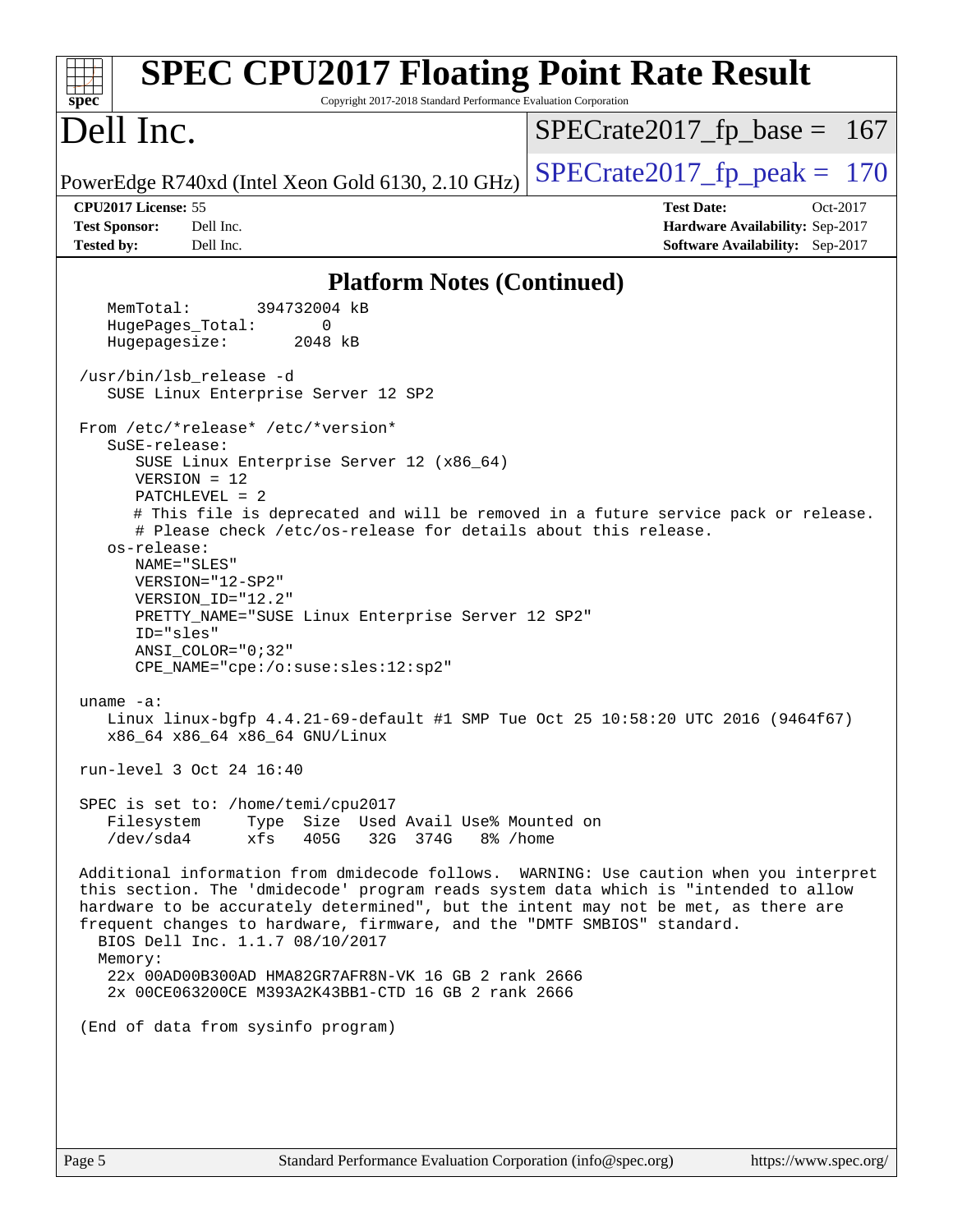## Platform Notes (Continued)

```
   MemTotal:       394732004 kB
   HugePages_Total:       0
   Hugepagesize:       2048 kB

 /usr/bin/lsb_release -d
    SUSE Linux Enterprise Server 12 SP2

 From /etc/*release* /etc/*version*
    SuSE-release:
       SUSE Linux Enterprise Server 12 (x86_64)
       VERSION = 12
       PATCHLEVEL = 2
       # This file is deprecated and will be removed in a future service pack or release.
       # Please check /etc/os-release for details about this release.
    os-release:
       NAME="SLES"
       VERSION="12-SP2"
       VERSION_ID="12.2"
       PRETTY_NAME="SUSE Linux Enterprise Server 12 SP2"
       ID="sles"
       ANSI_COLOR="0;32"
       CPE_NAME="cpe:/o:suse:sles:12:sp2"

 uname -a:
    Linux linux-bgfp 4.4.21-69-default #1 SMP Tue Oct 25 10:58:20 UTC 2016 (9464f67)
    x86_64 x86_64 x86_64 GNU/Linux

 run-level 3 Oct 24 16:40

 SPEC is set to: /home/temi/cpu2017
    Filesystem     Type  Size  Used Avail Use% Mounted on
    /dev/sda4      xfs   405G   32G  374G   8% /home

 Additional information from dmidecode follows.  WARNING: Use caution when you interpret
 this section. The 'dmidecode' program reads system data which is "intended to allow
 hardware to be accurately determined", but the intent may not be met, as there are
 frequent changes to hardware, firmware, and the "DMTF SMBIOS" standard.
   BIOS Dell Inc. 1.1.7 08/10/2017
   Memory:
    22x 00AD00B300AD HMA82GR7AFR8N-VK 16 GB 2 rank 2666
    2x 00CE063200CE M393A2K43BB1-CTD 16 GB 2 rank 2666

 (End of data from sysinfo program)
```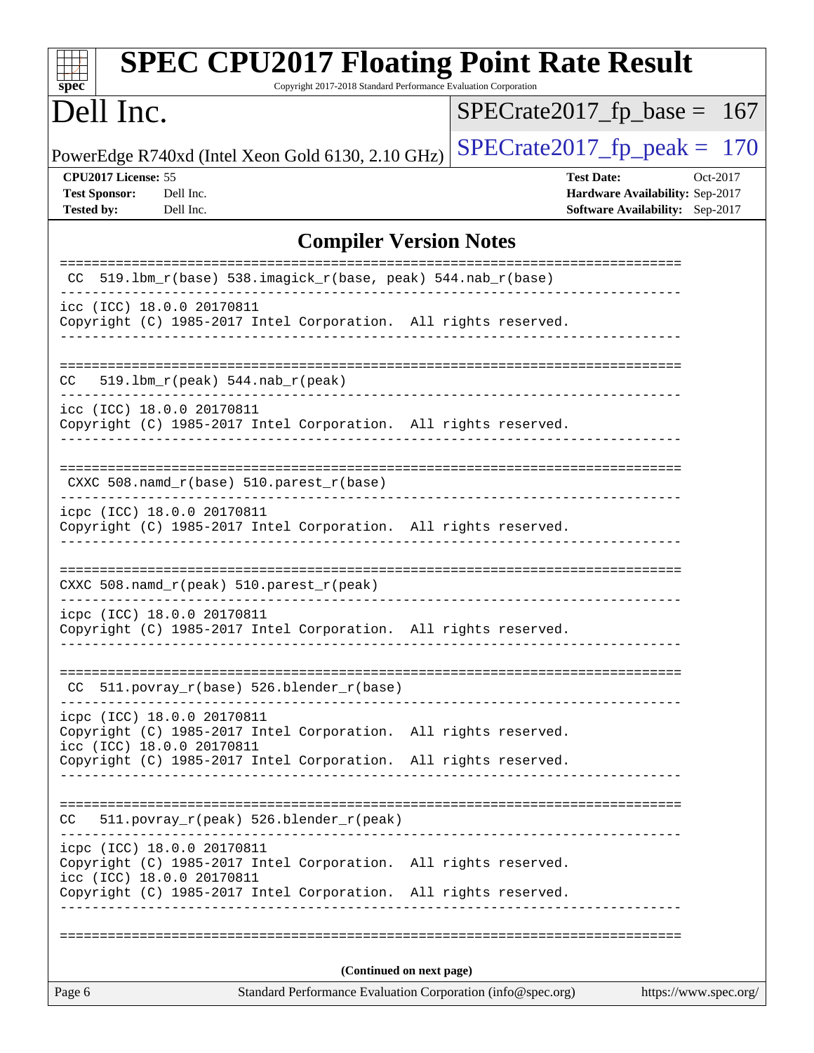# SPEC CPU2017 Floating Point Rate Result

Copyright 2017-2018 Standard Performance Evaluation Corporation

# Dell Inc.

PowerEdge R740xd (Intel Xeon Gold 6130, 2.10 GHz)

SPECrate2017_fp_base = 167

SPECrate2017_fp_peak = 170

**CPU2017 License:** 55
**Test Sponsor:** Dell Inc.
**Tested by:** Dell Inc.

**Test Date:** Oct-2017
**Hardware Availability:** Sep-2017
**Software Availability:** Sep-2017

## Compiler Version Notes

```
==============================================================================
 CC  519.lbm_r(base) 538.imagick_r(base, peak) 544.nab_r(base)
------------------------------------------------------------------------------
icc (ICC) 18.0.0 20170811
Copyright (C) 1985-2017 Intel Corporation.  All rights reserved.
------------------------------------------------------------------------------

==============================================================================
CC   519.lbm_r(peak) 544.nab_r(peak)
------------------------------------------------------------------------------
icc (ICC) 18.0.0 20170811
Copyright (C) 1985-2017 Intel Corporation.  All rights reserved.
------------------------------------------------------------------------------

==============================================================================
 CXXC 508.namd_r(base) 510.parest_r(base)
------------------------------------------------------------------------------
icpc (ICC) 18.0.0 20170811
Copyright (C) 1985-2017 Intel Corporation.  All rights reserved.
------------------------------------------------------------------------------

==============================================================================
CXXC 508.namd_r(peak) 510.parest_r(peak)
------------------------------------------------------------------------------
icpc (ICC) 18.0.0 20170811
Copyright (C) 1985-2017 Intel Corporation.  All rights reserved.
------------------------------------------------------------------------------

==============================================================================
 CC  511.povray_r(base) 526.blender_r(base)
------------------------------------------------------------------------------
icpc (ICC) 18.0.0 20170811
Copyright (C) 1985-2017 Intel Corporation.  All rights reserved.
icc (ICC) 18.0.0 20170811
Copyright (C) 1985-2017 Intel Corporation.  All rights reserved.
------------------------------------------------------------------------------

==============================================================================
CC   511.povray_r(peak) 526.blender_r(peak)
------------------------------------------------------------------------------
icpc (ICC) 18.0.0 20170811
Copyright (C) 1985-2017 Intel Corporation.  All rights reserved.
icc (ICC) 18.0.0 20170811
Copyright (C) 1985-2017 Intel Corporation.  All rights reserved.
------------------------------------------------------------------------------

==============================================================================
```

**(Continued on next page)**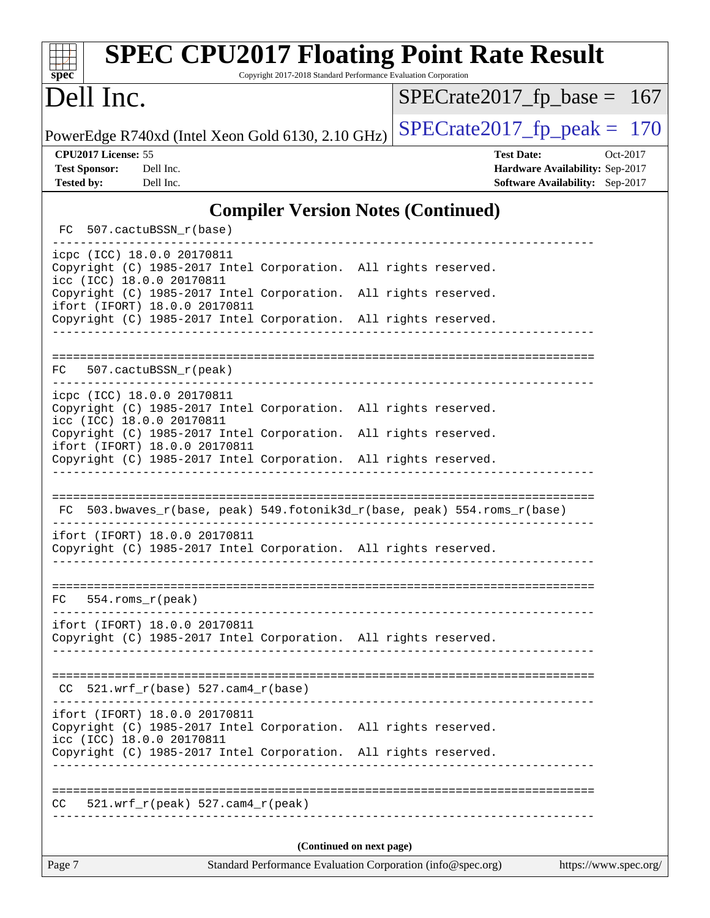# SPEC CPU2017 Floating Point Rate Result

Copyright 2017-2018 Standard Performance Evaluation Corporation

# Dell Inc.

PowerEdge R740xd (Intel Xeon Gold 6130, 2.10 GHz)

SPECrate2017_fp_base = 167

SPECrate2017_fp_peak = 170

**CPU2017 License:** 55
**Test Sponsor:** Dell Inc.
**Tested by:** Dell Inc.

**Test Date:** Oct-2017
**Hardware Availability:** Sep-2017
**Software Availability:** Sep-2017

## Compiler Version Notes (Continued)

```
 FC  507.cactuBSSN_r(base)
------------------------------------------------------------------------------
icpc (ICC) 18.0.0 20170811
Copyright (C) 1985-2017 Intel Corporation.  All rights reserved.
icc (ICC) 18.0.0 20170811
Copyright (C) 1985-2017 Intel Corporation.  All rights reserved.
ifort (IFORT) 18.0.0 20170811
Copyright (C) 1985-2017 Intel Corporation.  All rights reserved.
------------------------------------------------------------------------------

==============================================================================
FC   507.cactuBSSN_r(peak)
------------------------------------------------------------------------------
icpc (ICC) 18.0.0 20170811
Copyright (C) 1985-2017 Intel Corporation.  All rights reserved.
icc (ICC) 18.0.0 20170811
Copyright (C) 1985-2017 Intel Corporation.  All rights reserved.
ifort (IFORT) 18.0.0 20170811
Copyright (C) 1985-2017 Intel Corporation.  All rights reserved.
------------------------------------------------------------------------------

==============================================================================
 FC  503.bwaves_r(base, peak) 549.fotonik3d_r(base, peak) 554.roms_r(base)
------------------------------------------------------------------------------
ifort (IFORT) 18.0.0 20170811
Copyright (C) 1985-2017 Intel Corporation.  All rights reserved.
------------------------------------------------------------------------------

==============================================================================
FC   554.roms_r(peak)
------------------------------------------------------------------------------
ifort (IFORT) 18.0.0 20170811
Copyright (C) 1985-2017 Intel Corporation.  All rights reserved.
------------------------------------------------------------------------------

==============================================================================
 CC  521.wrf_r(base) 527.cam4_r(base)
------------------------------------------------------------------------------
ifort (IFORT) 18.0.0 20170811
Copyright (C) 1985-2017 Intel Corporation.  All rights reserved.
icc (ICC) 18.0.0 20170811
Copyright (C) 1985-2017 Intel Corporation.  All rights reserved.
------------------------------------------------------------------------------

==============================================================================
CC   521.wrf_r(peak) 527.cam4_r(peak)
------------------------------------------------------------------------------
```

**(Continued on next page)**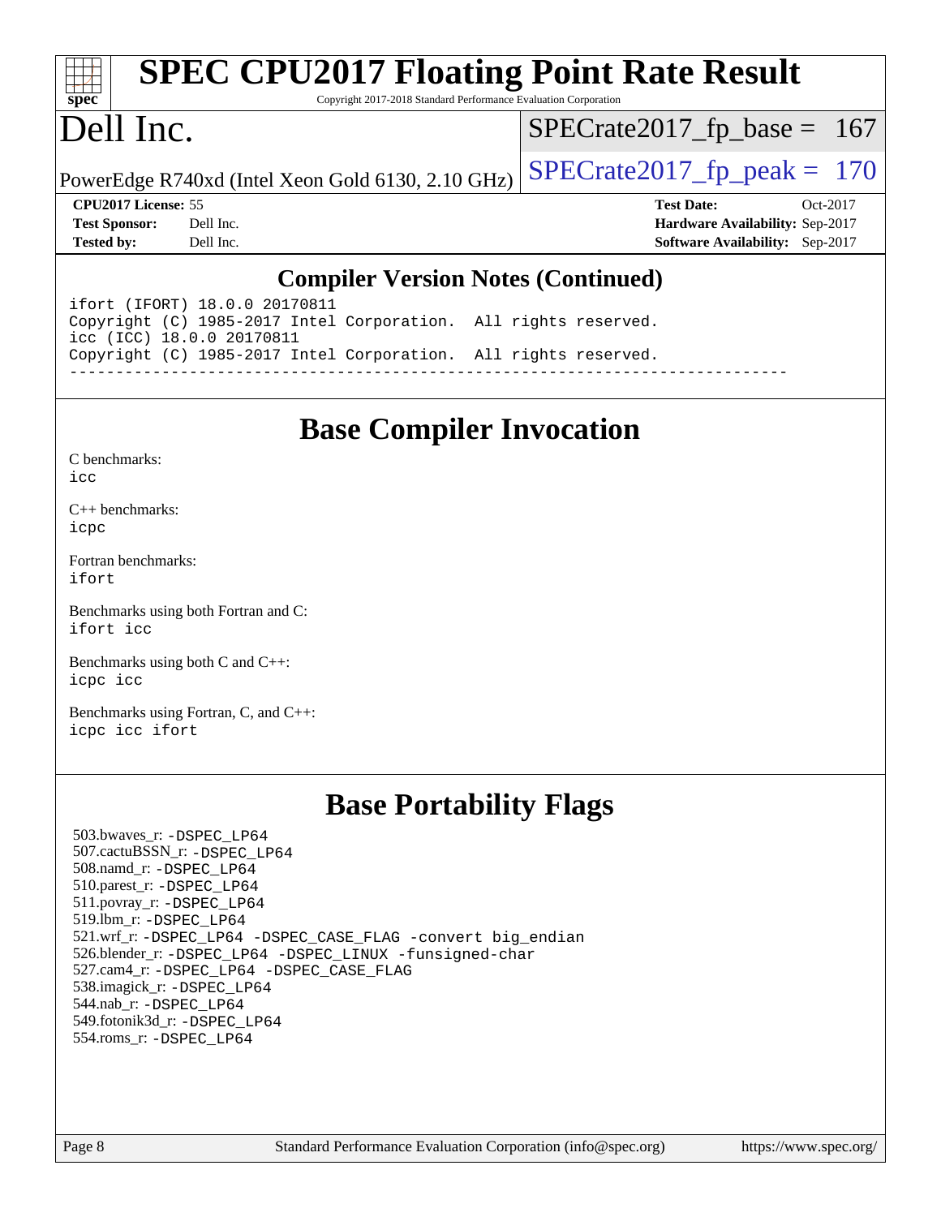## Compiler Version Notes (Continued)

```
ifort (IFORT) 18.0.0 20170811
Copyright (C) 1985-2017 Intel Corporation.  All rights reserved.
icc (ICC) 18.0.0 20170811
Copyright (C) 1985-2017 Intel Corporation.  All rights reserved.
------------------------------------------------------------------------------
```

## Base Compiler Invocation

C benchmarks:
icc

C++ benchmarks:
icpc

Fortran benchmarks:
ifort

Benchmarks using both Fortran and C:
ifort icc

Benchmarks using both C and C++:
icpc icc

Benchmarks using Fortran, C, and C++:
icpc icc ifort

## Base Portability Flags

503.bwaves_r: -DSPEC_LP64
507.cactuBSSN_r: -DSPEC_LP64
508.namd_r: -DSPEC_LP64
510.parest_r: -DSPEC_LP64
511.povray_r: -DSPEC_LP64
519.lbm_r: -DSPEC_LP64
521.wrf_r: -DSPEC_LP64 -DSPEC_CASE_FLAG -convert big_endian
526.blender_r: -DSPEC_LP64 -DSPEC_LINUX -funsigned-char
527.cam4_r: -DSPEC_LP64 -DSPEC_CASE_FLAG
538.imagick_r: -DSPEC_LP64
544.nab_r: -DSPEC_LP64
549.fotonik3d_r: -DSPEC_LP64
554.roms_r: -DSPEC_LP64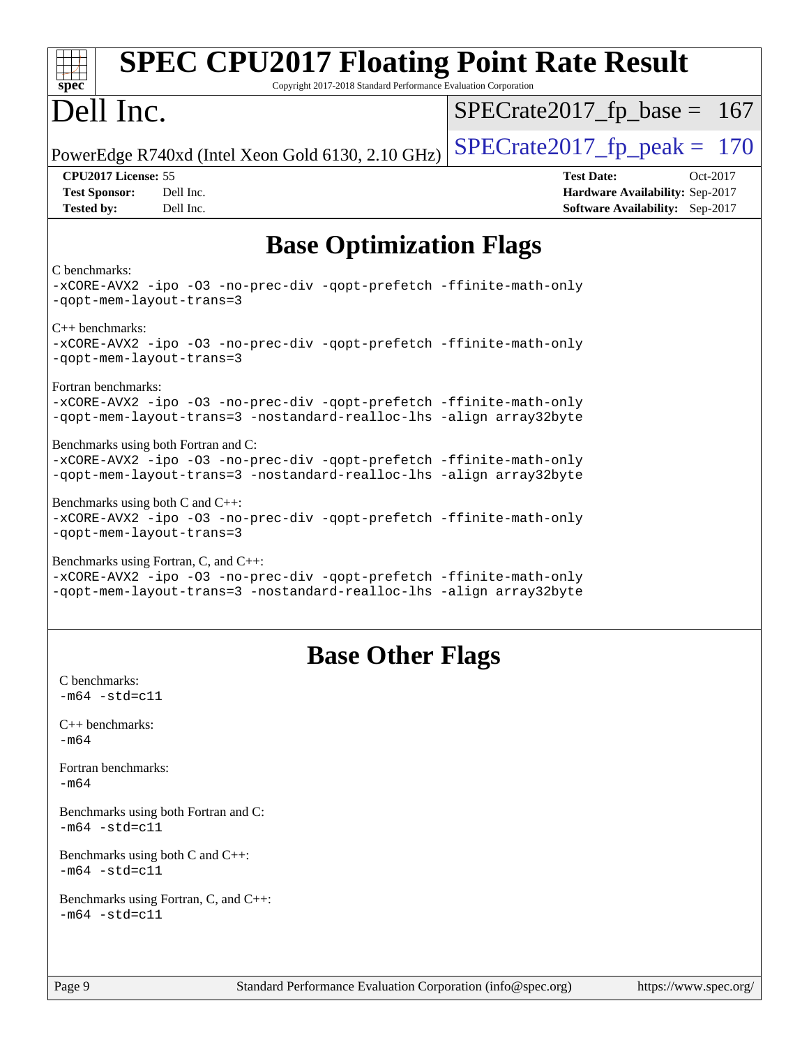# Base Optimization Flags

C benchmarks:
```
-xCORE-AVX2 -ipo -O3 -no-prec-div -qopt-prefetch -ffinite-math-only
-qopt-mem-layout-trans=3
```

C++ benchmarks:
```
-xCORE-AVX2 -ipo -O3 -no-prec-div -qopt-prefetch -ffinite-math-only
-qopt-mem-layout-trans=3
```

Fortran benchmarks:
```
-xCORE-AVX2 -ipo -O3 -no-prec-div -qopt-prefetch -ffinite-math-only
-qopt-mem-layout-trans=3 -nostandard-realloc-lhs -align array32byte
```

Benchmarks using both Fortran and C:
```
-xCORE-AVX2 -ipo -O3 -no-prec-div -qopt-prefetch -ffinite-math-only
-qopt-mem-layout-trans=3 -nostandard-realloc-lhs -align array32byte
```

Benchmarks using both C and C++:
```
-xCORE-AVX2 -ipo -O3 -no-prec-div -qopt-prefetch -ffinite-math-only
-qopt-mem-layout-trans=3
```

Benchmarks using Fortran, C, and C++:
```
-xCORE-AVX2 -ipo -O3 -no-prec-div -qopt-prefetch -ffinite-math-only
-qopt-mem-layout-trans=3 -nostandard-realloc-lhs -align array32byte
```

# Base Other Flags

C benchmarks:
```
-m64 -std=c11
```

C++ benchmarks:
```
-m64
```

Fortran benchmarks:
```
-m64
```

Benchmarks using both Fortran and C:
```
-m64 -std=c11
```

Benchmarks using both C and C++:
```
-m64 -std=c11
```

Benchmarks using Fortran, C, and C++:
```
-m64 -std=c11
```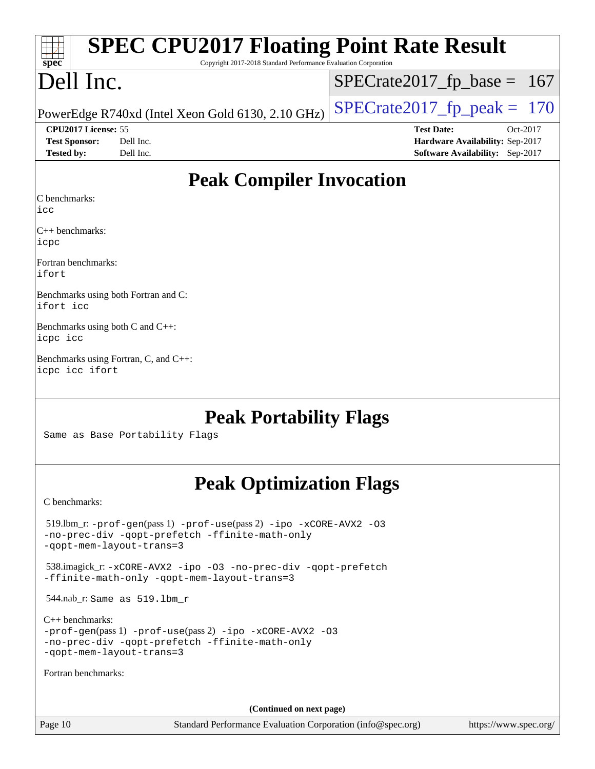# Peak Compiler Invocation

C benchmarks:
icc

C++ benchmarks:
icpc

Fortran benchmarks:
ifort

Benchmarks using both Fortran and C:
ifort icc

Benchmarks using both C and C++:
icpc icc

Benchmarks using Fortran, C, and C++:
icpc icc ifort

# Peak Portability Flags

Same as Base Portability Flags

# Peak Optimization Flags

C benchmarks:

519.lbm_r: -prof-gen(pass 1) -prof-use(pass 2) -ipo -xCORE-AVX2 -O3 -no-prec-div -qopt-prefetch -ffinite-math-only -qopt-mem-layout-trans=3

538.imagick_r: -xCORE-AVX2 -ipo -O3 -no-prec-div -qopt-prefetch -ffinite-math-only -qopt-mem-layout-trans=3

544.nab_r: Same as 519.lbm_r

C++ benchmarks:
-prof-gen(pass 1) -prof-use(pass 2) -ipo -xCORE-AVX2 -O3 -no-prec-div -qopt-prefetch -ffinite-math-only -qopt-mem-layout-trans=3

Fortran benchmarks:

(Continued on next page)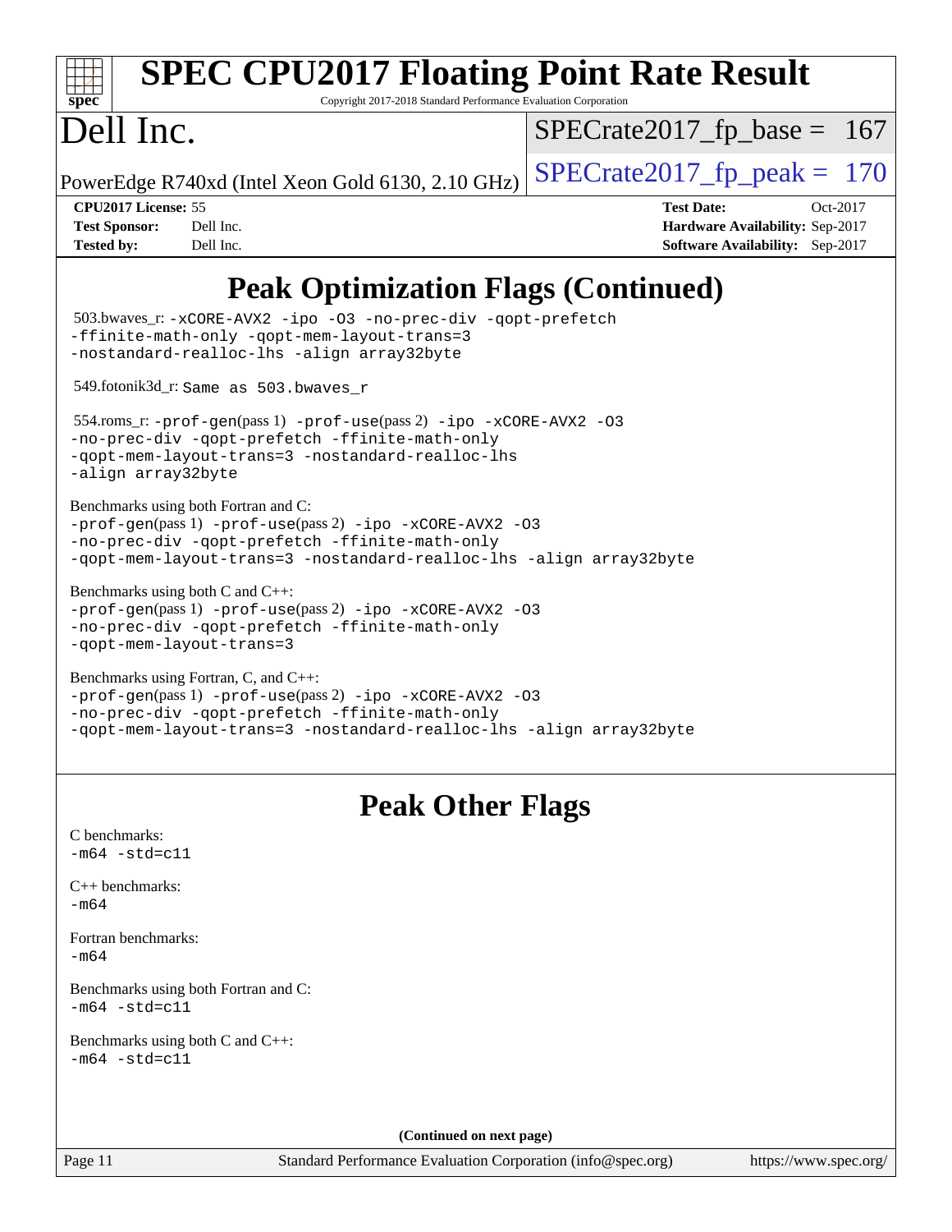# Peak Optimization Flags (Continued)

503.bwaves_r: -xCORE-AVX2 -ipo -O3 -no-prec-div -qopt-prefetch -ffinite-math-only -qopt-mem-layout-trans=3 -nostandard-realloc-lhs -align array32byte

549.fotonik3d_r: Same as 503.bwaves_r

554.roms_r: -prof-gen(pass 1) -prof-use(pass 2) -ipo -xCORE-AVX2 -O3 -no-prec-div -qopt-prefetch -ffinite-math-only -qopt-mem-layout-trans=3 -nostandard-realloc-lhs -align array32byte

Benchmarks using both Fortran and C:
-prof-gen(pass 1) -prof-use(pass 2) -ipo -xCORE-AVX2 -O3 -no-prec-div -qopt-prefetch -ffinite-math-only -qopt-mem-layout-trans=3 -nostandard-realloc-lhs -align array32byte

Benchmarks using both C and C++:
-prof-gen(pass 1) -prof-use(pass 2) -ipo -xCORE-AVX2 -O3 -no-prec-div -qopt-prefetch -ffinite-math-only -qopt-mem-layout-trans=3

Benchmarks using Fortran, C, and C++:
-prof-gen(pass 1) -prof-use(pass 2) -ipo -xCORE-AVX2 -O3 -no-prec-div -qopt-prefetch -ffinite-math-only -qopt-mem-layout-trans=3 -nostandard-realloc-lhs -align array32byte

# Peak Other Flags

C benchmarks:
-m64 -std=c11

C++ benchmarks:
-m64

Fortran benchmarks:
-m64

Benchmarks using both Fortran and C:
-m64 -std=c11

Benchmarks using both C and C++:
-m64 -std=c11

**(Continued on next page)**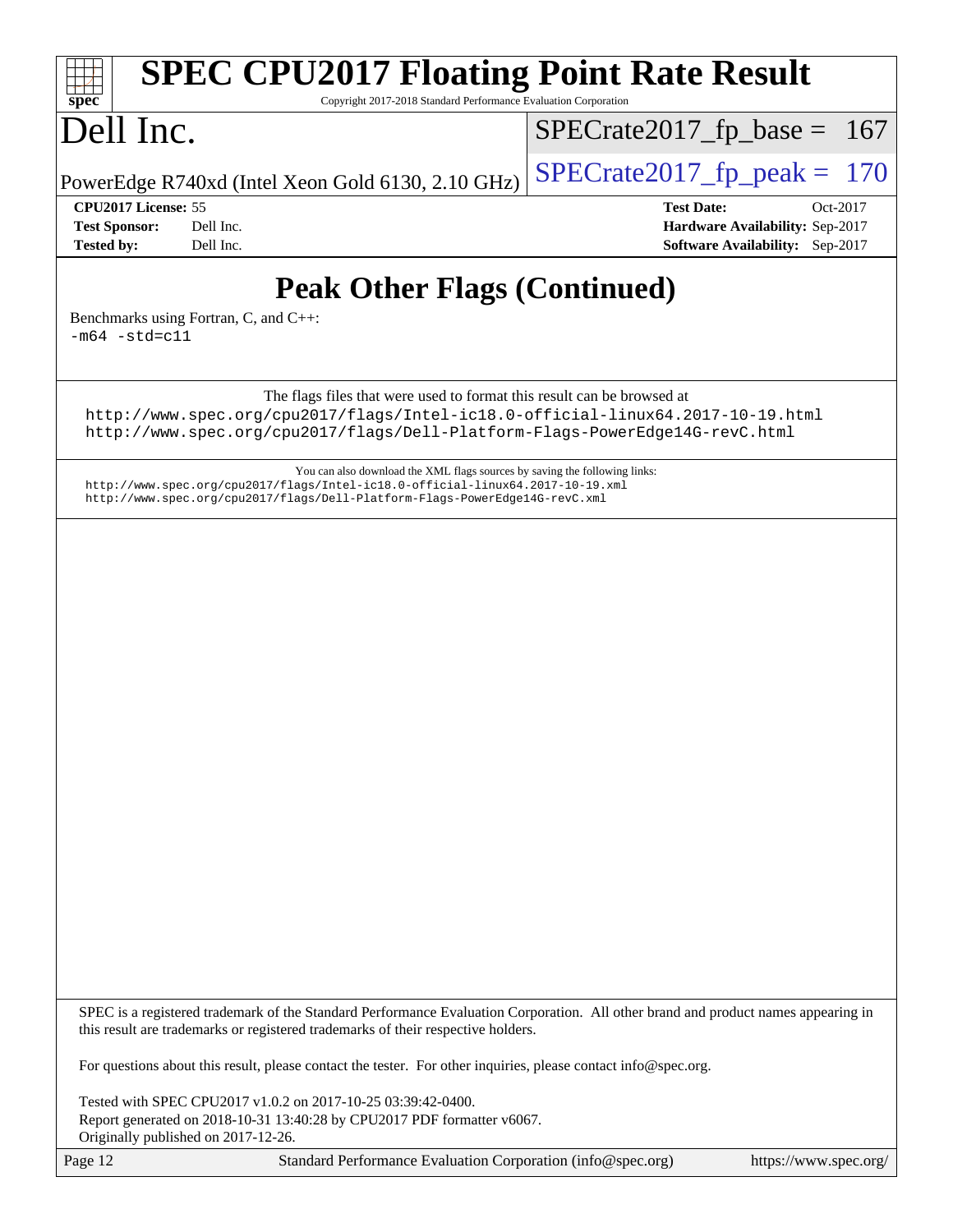## Peak Other Flags (Continued)

Benchmarks using Fortran, C, and C++:
-m64 -std=c11

The flags files that were used to format this result can be browsed at
http://www.spec.org/cpu2017/flags/Intel-ic18.0-official-linux64.2017-10-19.html
http://www.spec.org/cpu2017/flags/Dell-Platform-Flags-PowerEdge14G-revC.html

You can also download the XML flags sources by saving the following links:
http://www.spec.org/cpu2017/flags/Intel-ic18.0-official-linux64.2017-10-19.xml
http://www.spec.org/cpu2017/flags/Dell-Platform-Flags-PowerEdge14G-revC.xml

SPEC is a registered trademark of the Standard Performance Evaluation Corporation. All other brand and product names appearing in this result are trademarks or registered trademarks of their respective holders.

For questions about this result, please contact the tester. For other inquiries, please contact info@spec.org.

Tested with SPEC CPU2017 v1.0.2 on 2017-10-25 03:39:42-0400.
Report generated on 2018-10-31 13:40:28 by CPU2017 PDF formatter v6067.
Originally published on 2017-12-26.